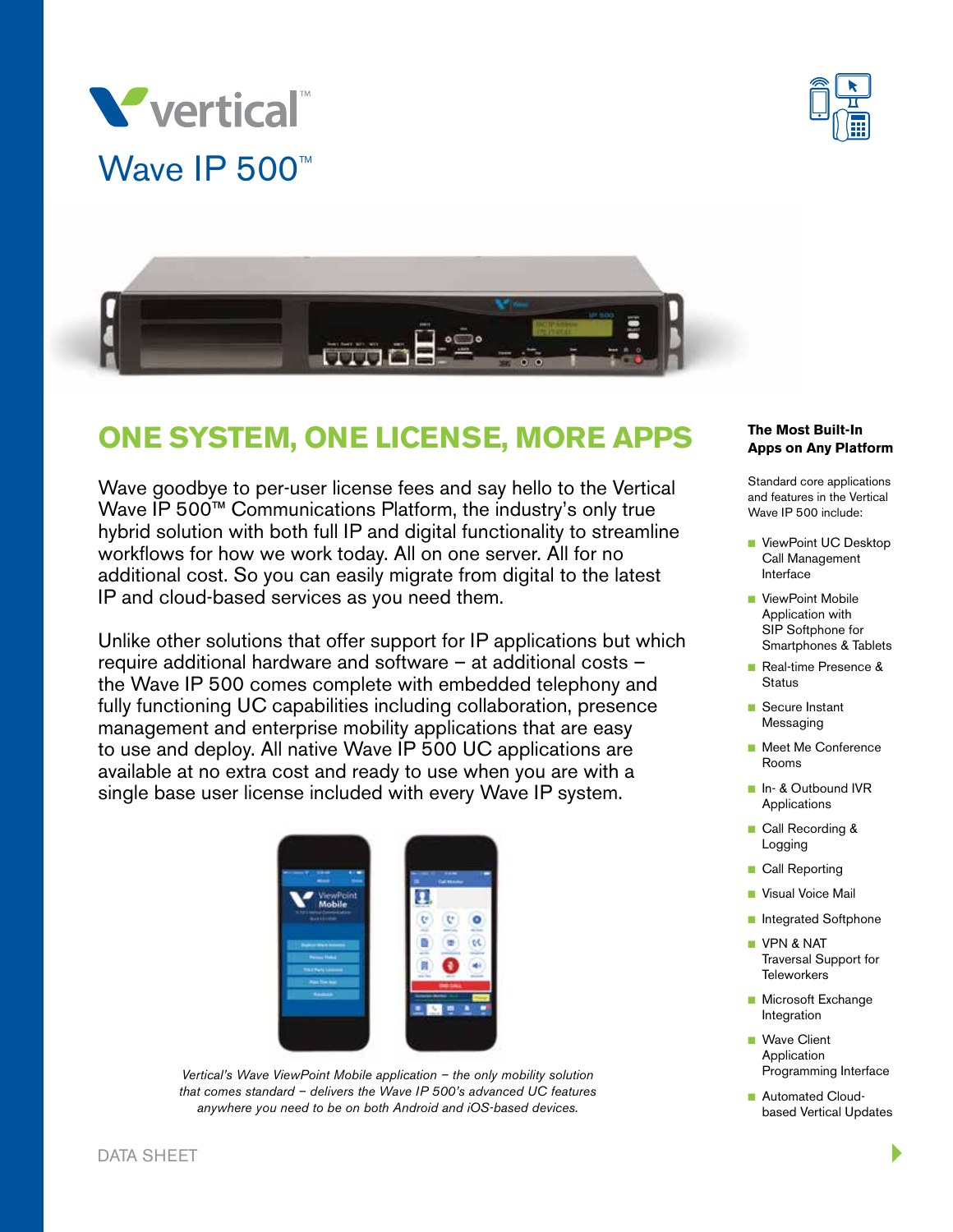# vertical™

## Wave IP 500™

## ONE SYSTEM, ONE LICENSE, MORE APPS

Wave goodbye to per-user license fees and say hello to the Vertical Wave IP 500™ Communications Platform, the industry's only true hybrid solution with both full IP and digital functionality to streamline workflows for how we work today. All on one server. All for no additional cost. So you can easily migrate from digital to the latest IP and cloud-based services as you need them.

Unlike other solutions that offer support for IP applications but which require additional hardware and software – at additional costs – the Wave IP 500 comes complete with embedded telephony and fully functioning UC capabilities including collaboration, presence management and enterprise mobility applications that are easy to use and deploy. All native Wave IP 500 UC applications are available at no extra cost and ready to use when you are with a single base user license included with every Wave IP system.

*Vertical's Wave ViewPoint Mobile application – the only mobility solution that comes standard – delivers the Wave IP 500's advanced UC features anywhere you need to be on both Android and iOS-based devices.*

### The Most Built-In Apps on Any Platform

Standard core applications and features in the Vertical Wave IP 500 include:

- ViewPoint UC Desktop Call Management Interface
- ViewPoint Mobile Application with SIP Softphone for Smartphones & Tablets
- Real-time Presence & Status
- Secure Instant Messaging
- Meet Me Conference Rooms
- In- & Outbound IVR Applications
- Call Recording & Logging
- Call Reporting
- Visual Voice Mail
- Integrated Softphone
- VPN & NAT Traversal Support for Teleworkers
- Microsoft Exchange Integration
- Wave Client Application Programming Interface
- Automated Cloud-based Vertical Updates

DATA SHEET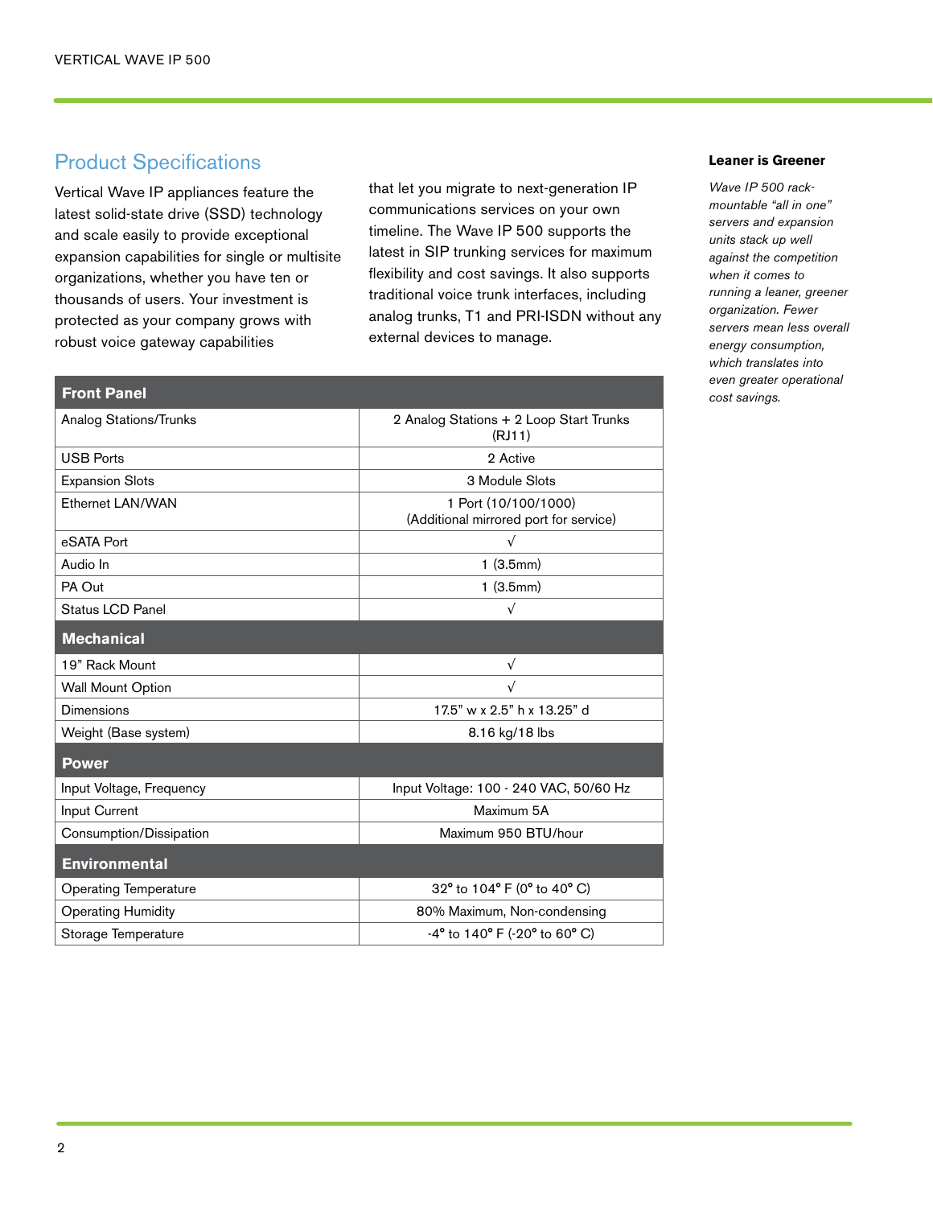## Product Specifications

Vertical Wave IP appliances feature the latest solid-state drive (SSD) technology and scale easily to provide exceptional expansion capabilities for single or multisite organizations, whether you have ten or thousands of users. Your investment is protected as your company grows with robust voice gateway capabilities that let you migrate to next-generation IP communications services on your own timeline. The Wave IP 500 supports the latest in SIP trunking services for maximum flexibility and cost savings. It also supports traditional voice trunk interfaces, including analog trunks, T1 and PRI-ISDN without any external devices to manage.

| **Front Panel** | |
|---|---|
| Analog Stations/Trunks | 2 Analog Stations + 2 Loop Start Trunks (RJ11) |
| USB Ports | 2 Active |
| Expansion Slots | 3 Module Slots |
| Ethernet LAN/WAN | 1 Port (10/100/1000) (Additional mirrored port for service) |
| eSATA Port | √ |
| Audio In | 1 (3.5mm) |
| PA Out | 1 (3.5mm) |
| Status LCD Panel | √ |
| **Mechanical** | |
| 19" Rack Mount | √ |
| Wall Mount Option | √ |
| Dimensions | 17.5" w x 2.5" h x 13.25" d |
| Weight (Base system) | 8.16 kg/18 lbs |
| **Power** | |
| Input Voltage, Frequency | Input Voltage: 100 - 240 VAC, 50/60 Hz |
| Input Current | Maximum 5A |
| Consumption/Dissipation | Maximum 950 BTU/hour |
| **Environmental** | |
| Operating Temperature | 32° to 104° F (0° to 40° C) |
| Operating Humidity | 80% Maximum, Non-condensing |
| Storage Temperature | -4° to 140° F (-20° to 60° C) |

**Leaner is Greener**

*Wave IP 500 rack-mountable "all in one" servers and expansion units stack up well against the competition when it comes to running a leaner, greener organization. Fewer servers mean less overall energy consumption, which translates into even greater operational cost savings.*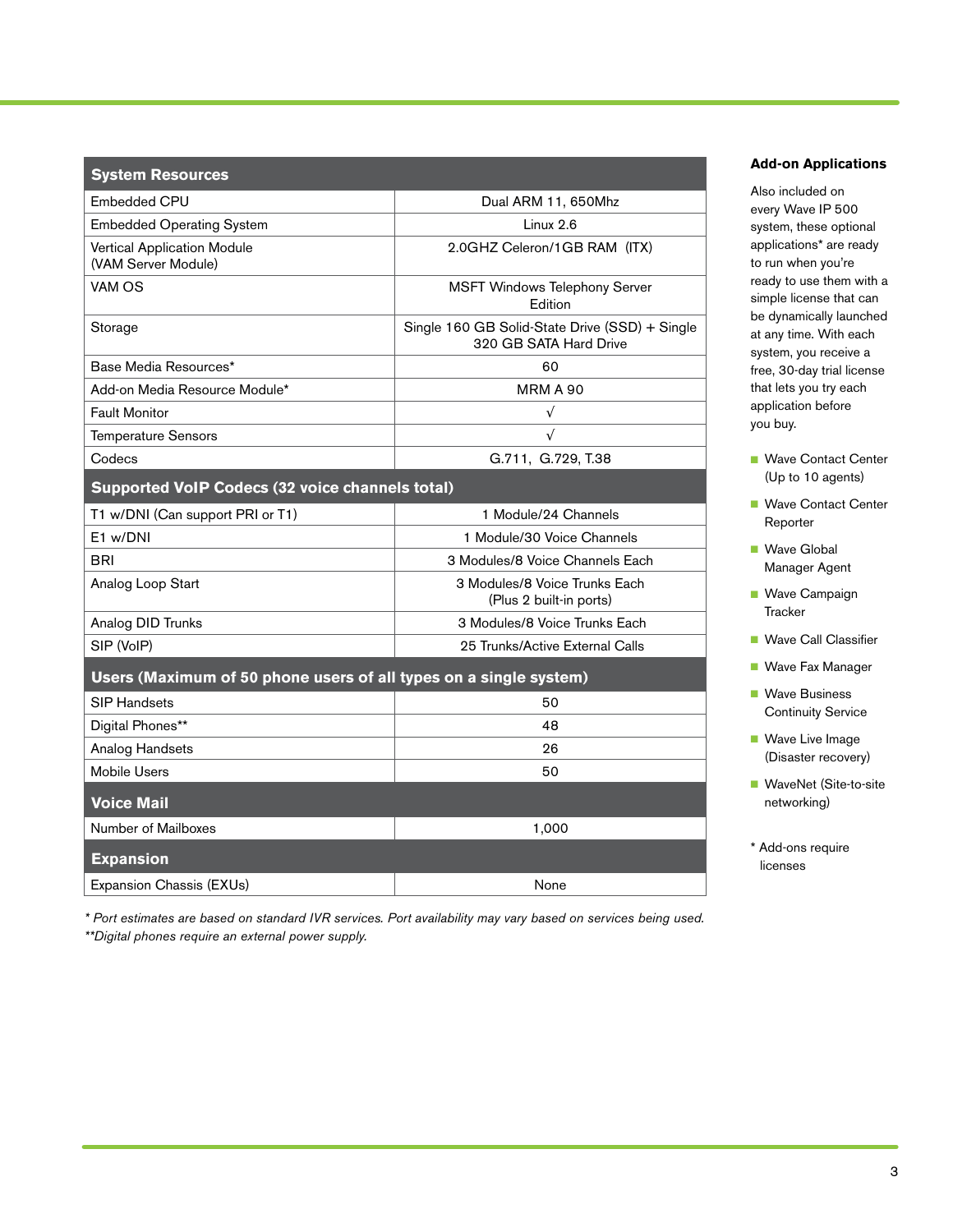| System Resources | |
|---|---|
| Embedded CPU | Dual ARM 11, 650Mhz |
| Embedded Operating System | Linux 2.6 |
| Vertical Application Module (VAM Server Module) | 2.0GHZ Celeron/1GB RAM (ITX) |
| VAM OS | MSFT Windows Telephony Server Edition |
| Storage | Single 160 GB Solid-State Drive (SSD) + Single 320 GB SATA Hard Drive |
| Base Media Resources* | 60 |
| Add-on Media Resource Module* | MRM A 90 |
| Fault Monitor | √ |
| Temperature Sensors | √ |
| Codecs | G.711, G.729, T.38 |
| **Supported VoIP Codecs (32 voice channels total)** | |
| T1 w/DNI (Can support PRI or T1) | 1 Module/24 Channels |
| E1 w/DNI | 1 Module/30 Voice Channels |
| BRI | 3 Modules/8 Voice Channels Each |
| Analog Loop Start | 3 Modules/8 Voice Trunks Each (Plus 2 built-in ports) |
| Analog DID Trunks | 3 Modules/8 Voice Trunks Each |
| SIP (VoIP) | 25 Trunks/Active External Calls |
| **Users (Maximum of 50 phone users of all types on a single system)** | |
| SIP Handsets | 50 |
| Digital Phones** | 48 |
| Analog Handsets | 26 |
| Mobile Users | 50 |
| **Voice Mail** | |
| Number of Mailboxes | 1,000 |
| **Expansion** | |
| Expansion Chassis (EXUs) | None |

*\* Port estimates are based on standard IVR services. Port availability may vary based on services being used.*
*\*\*Digital phones require an external power supply.*

### Add-on Applications

Also included on every Wave IP 500 system, these optional applications* are ready to run when you're ready to use them with a simple license that can be dynamically launched at any time. With each system, you receive a free, 30-day trial license that lets you try each application before you buy.

- Wave Contact Center (Up to 10 agents)
- Wave Contact Center Reporter
- Wave Global Manager Agent
- Wave Campaign Tracker
- Wave Call Classifier
- Wave Fax Manager
- Wave Business Continuity Service
- Wave Live Image (Disaster recovery)
- WaveNet (Site-to-site networking)

\* Add-ons require licenses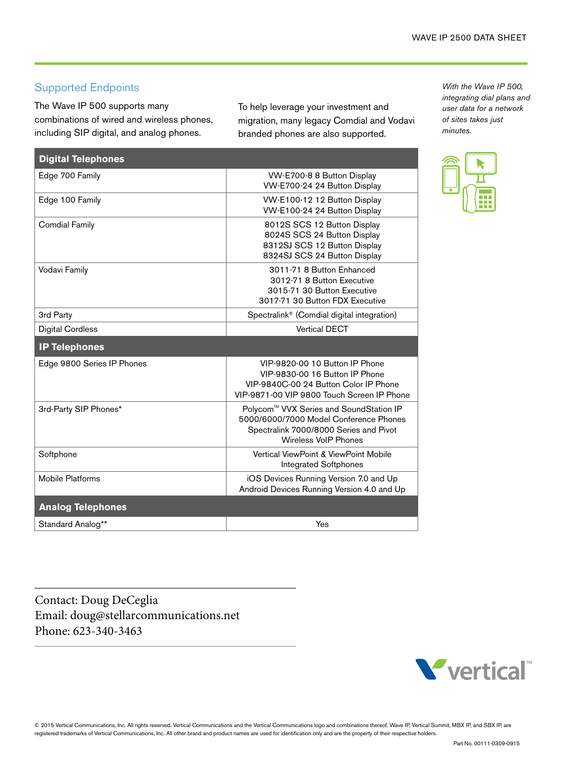## Supported Endpoints

The Wave IP 500 supports many combinations of wired and wireless phones, including SIP digital, and analog phones.

To help leverage your investment and migration, many legacy Comdial and Vodavi branded phones are also supported.

*With the Wave IP 500, integrating dial plans and user data for a network of sites takes just minutes.*

| | |
|---|---|
| **Digital Telephones** | |
| Edge 700 Family | VW-E700-8 8 Button Display<br>VW-E700-24 24 Button Display |
| Edge 100 Family | VW-E100-12 12 Button Display<br>VW-E100-24 24 Button Display |
| Comdial Family | 8012S SCS 12 Button Display<br>8024S SCS 24 Button Display<br>8312SJ SCS 12 Button Display<br>8324SJ SCS 24 Button Display |
| Vodavi Family | 3011-71 8 Button Enhanced<br>3012-71 8 Button Executive<br>3015-71 30 Button Executive<br>3017-71 30 Button FDX Executive |
| 3rd Party | Spectralink® (Comdial digital integration) |
| Digital Cordless | Vertical DECT |
| **IP Telephones** | |
| Edge 9800 Series IP Phones | VIP-9820-00 10 Button IP Phone<br>VIP-9830-00 16 Button IP Phone<br>VIP-9840C-00 24 Button Color IP Phone<br>VIP-9871-00 VIP 9800 Touch Screen IP Phone |
| 3rd-Party SIP Phones* | Polycom™ VVX Series and SoundStation IP 5000/6000/7000 Model Conference Phones<br>Spectralink 7000/8000 Series and Pivot Wireless VoIP Phones |
| Softphone | Vertical ViewPoint & ViewPoint Mobile Integrated Softphones |
| Mobile Platforms | iOS Devices Running Version 7.0 and Up<br>Android Devices Running Version 4.0 and Up |
| **Analog Telephones** | |
| Standard Analog** | Yes |

Contact: Doug DeCeglia
Email: doug@stellarcommunications.net
Phone: 623-340-3463

vertical™

© 2015 Vertical Communications, Inc. All rights reserved. Vertical Communications and the Vertical Communications logo and combinations thereof, Wave IP, Vertical Summit, MBX IP, and SBX IP, are registered trademarks of Vertical Communications, Inc. All other brand and product names are used for identification only and are the property of their respective holders.

Part No. 00111-0309-0915